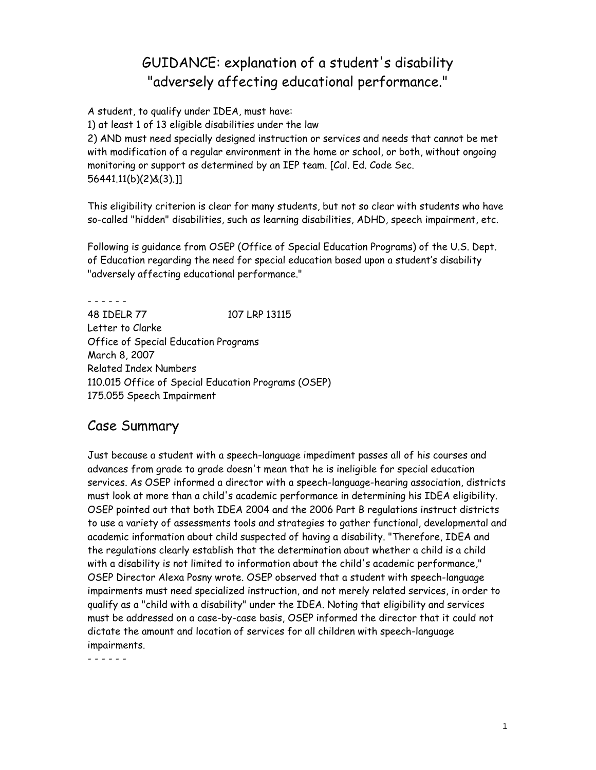# GUIDANCE: explanation of a student's disability "adversely affecting educational performance."

A student, to qualify under IDEA, must have:

1) at least 1 of 13 eligible disabilities under the law

2) AND must need specially designed instruction or services and needs that cannot be met with modification of a regular environment in the home or school, or both, without ongoing monitoring or support as determined by an IEP team. [Cal. Ed. Code Sec. 56441.11(b)(2)&(3).]]

This eligibility criterion is clear for many students, but not so clear with students who have so-called "hidden" disabilities, such as learning disabilities, ADHD, speech impairment, etc.

Following is guidance from OSEP (Office of Special Education Programs) of the U.S. Dept. of Education regarding the need for special education based upon a student's disability "adversely affecting educational performance."

- - - - - -

48 IDELR 77 107 LRP 13115

Letter to Clarke

Office of Special Education Programs

March 8, 2007

Related Index Numbers

110.015 Office of Special Education Programs (OSEP)

175.055 Speech Impairment

## Case Summary

Just because a student with a speech-language impediment passes all of his courses and advances from grade to grade doesn't mean that he is ineligible for special education services. As OSEP informed a director with a speech-language-hearing association, districts must look at more than a child's academic performance in determining his IDEA eligibility. OSEP pointed out that both IDEA 2004 and the 2006 Part B regulations instruct districts to use a variety of assessments tools and strategies to gather functional, developmental and academic information about child suspected of having a disability. "Therefore, IDEA and the regulations clearly establish that the determination about whether a child is a child with a disability is not limited to information about the child's academic performance," OSEP Director Alexa Posny wrote. OSEP observed that a student with speech-language impairments must need specialized instruction, and not merely related services, in order to qualify as a "child with a disability" under the IDEA. Noting that eligibility and services must be addressed on a case-by-case basis, OSEP informed the director that it could not dictate the amount and location of services for all children with speech-language impairments.

- - - - - -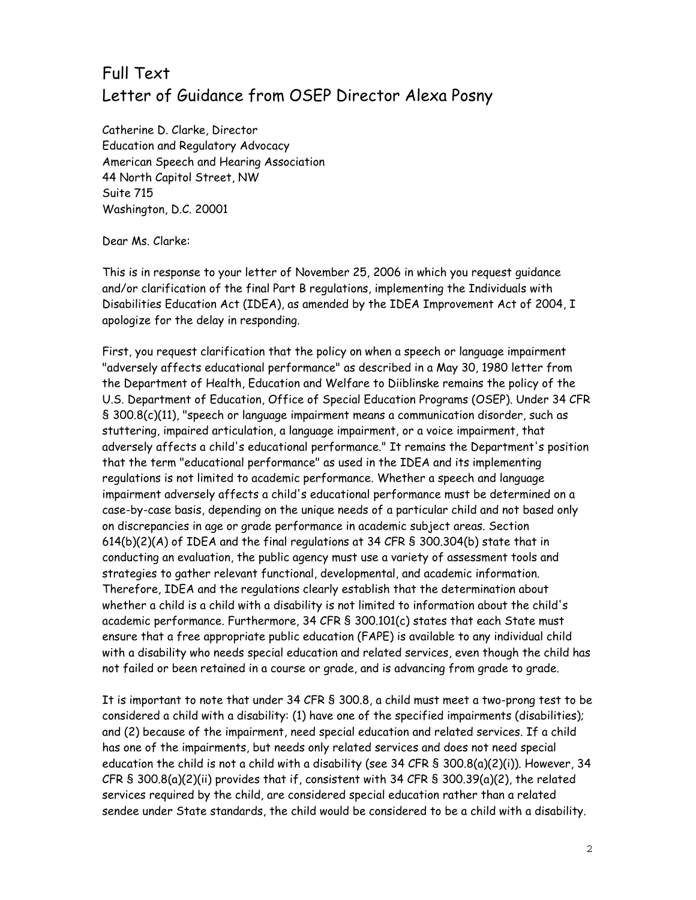# Full Text
# Letter of Guidance from OSEP Director Alexa Posny

Catherine D. Clarke, Director
Education and Regulatory Advocacy
American Speech and Hearing Association
44 North Capitol Street, NW
Suite 715
Washington, D.C. 20001

Dear Ms. Clarke:

This is in response to your letter of November 25, 2006 in which you request guidance and/or clarification of the final Part B regulations, implementing the Individuals with Disabilities Education Act (IDEA), as amended by the IDEA Improvement Act of 2004, I apologize for the delay in responding.

First, you request clarification that the policy on when a speech or language impairment "adversely affects educational performance" as described in a May 30, 1980 letter from the Department of Health, Education and Welfare to Diiblinske remains the policy of the U.S. Department of Education, Office of Special Education Programs (OSEP). Under 34 CFR § 300.8(c)(11), "speech or language impairment means a communication disorder, such as stuttering, impaired articulation, a language impairment, or a voice impairment, that adversely affects a child's educational performance." It remains the Department's position that the term "educational performance" as used in the IDEA and its implementing regulations is not limited to academic performance. Whether a speech and language impairment adversely affects a child's educational performance must be determined on a case-by-case basis, depending on the unique needs of a particular child and not based only on discrepancies in age or grade performance in academic subject areas. Section 614(b)(2)(A) of IDEA and the final regulations at 34 CFR § 300.304(b) state that in conducting an evaluation, the public agency must use a variety of assessment tools and strategies to gather relevant functional, developmental, and academic information. Therefore, IDEA and the regulations clearly establish that the determination about whether a child is a child with a disability is not limited to information about the child's academic performance. Furthermore, 34 CFR § 300.101(c) states that each State must ensure that a free appropriate public education (FAPE) is available to any individual child with a disability who needs special education and related services, even though the child has not failed or been retained in a course or grade, and is advancing from grade to grade.

It is important to note that under 34 CFR § 300.8, a child must meet a two-prong test to be considered a child with a disability: (1) have one of the specified impairments (disabilities); and (2) because of the impairment, need special education and related services. If a child has one of the impairments, but needs only related services and does not need special education the child is not a child with a disability (see 34 CFR § 300.8(a)(2)(i)). However, 34 CFR § 300.8(a)(2)(ii) provides that if, consistent with 34 CFR § 300.39(a)(2), the related services required by the child, are considered special education rather than a related sendee under State standards, the child would be considered to be a child with a disability.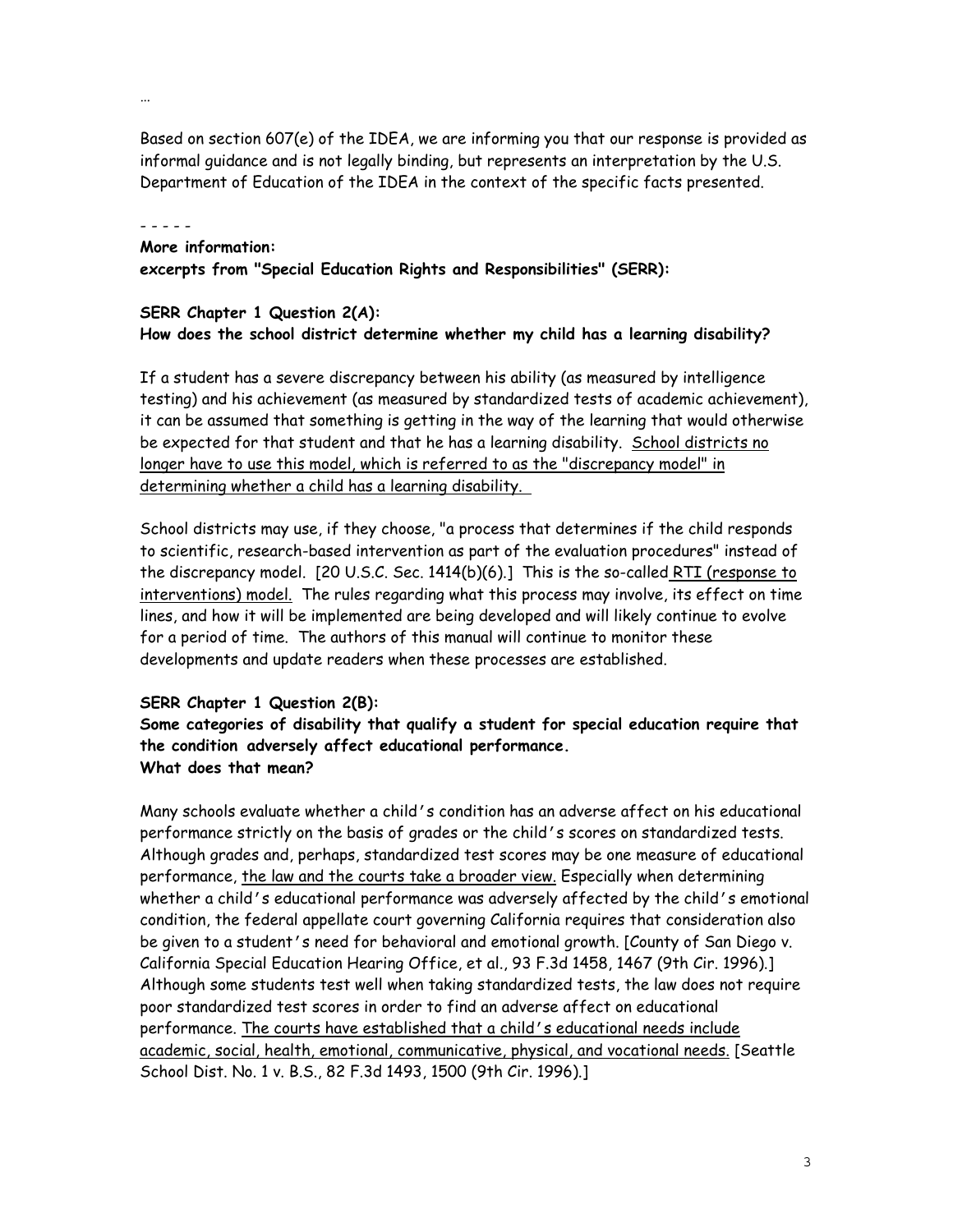…

Based on section 607(e) of the IDEA, we are informing you that our response is provided as informal guidance and is not legally binding, but represents an interpretation by the U.S. Department of Education of the IDEA in the context of the specific facts presented.

- - - - -

**More information:**
**excerpts from "Special Education Rights and Responsibilities" (SERR):**

**SERR Chapter 1 Question 2(A):**
**How does the school district determine whether my child has a learning disability?**

If a student has a severe discrepancy between his ability (as measured by intelligence testing) and his achievement (as measured by standardized tests of academic achievement), it can be assumed that something is getting in the way of the learning that would otherwise be expected for that student and that he has a learning disability. <u>School districts no longer have to use this model, which is referred to as the "discrepancy model" in determining whether a child has a learning disability.</u>

School districts may use, if they choose, "a process that determines if the child responds to scientific, research-based intervention as part of the evaluation procedures" instead of the discrepancy model. [20 U.S.C. Sec. 1414(b)(6).] This is the so-called <u>RTI (response to interventions) model.</u> The rules regarding what this process may involve, its effect on time lines, and how it will be implemented are being developed and will likely continue to evolve for a period of time. The authors of this manual will continue to monitor these developments and update readers when these processes are established.

**SERR Chapter 1 Question 2(B):**
**Some categories of disability that qualify a student for special education require that the condition adversely affect educational performance.**
**What does that mean?**

Many schools evaluate whether a child's condition has an adverse affect on his educational performance strictly on the basis of grades or the child's scores on standardized tests. Although grades and, perhaps, standardized test scores may be one measure of educational performance, <u>the law and the courts take a broader view.</u> Especially when determining whether a child's educational performance was adversely affected by the child's emotional condition, the federal appellate court governing California requires that consideration also be given to a student's need for behavioral and emotional growth. [County of San Diego v. California Special Education Hearing Office, et al., 93 F.3d 1458, 1467 (9th Cir. 1996).] Although some students test well when taking standardized tests, the law does not require poor standardized test scores in order to find an adverse affect on educational performance. <u>The courts have established that a child's educational needs include academic, social, health, emotional, communicative, physical, and vocational needs.</u> [Seattle School Dist. No. 1 v. B.S., 82 F.3d 1493, 1500 (9th Cir. 1996).]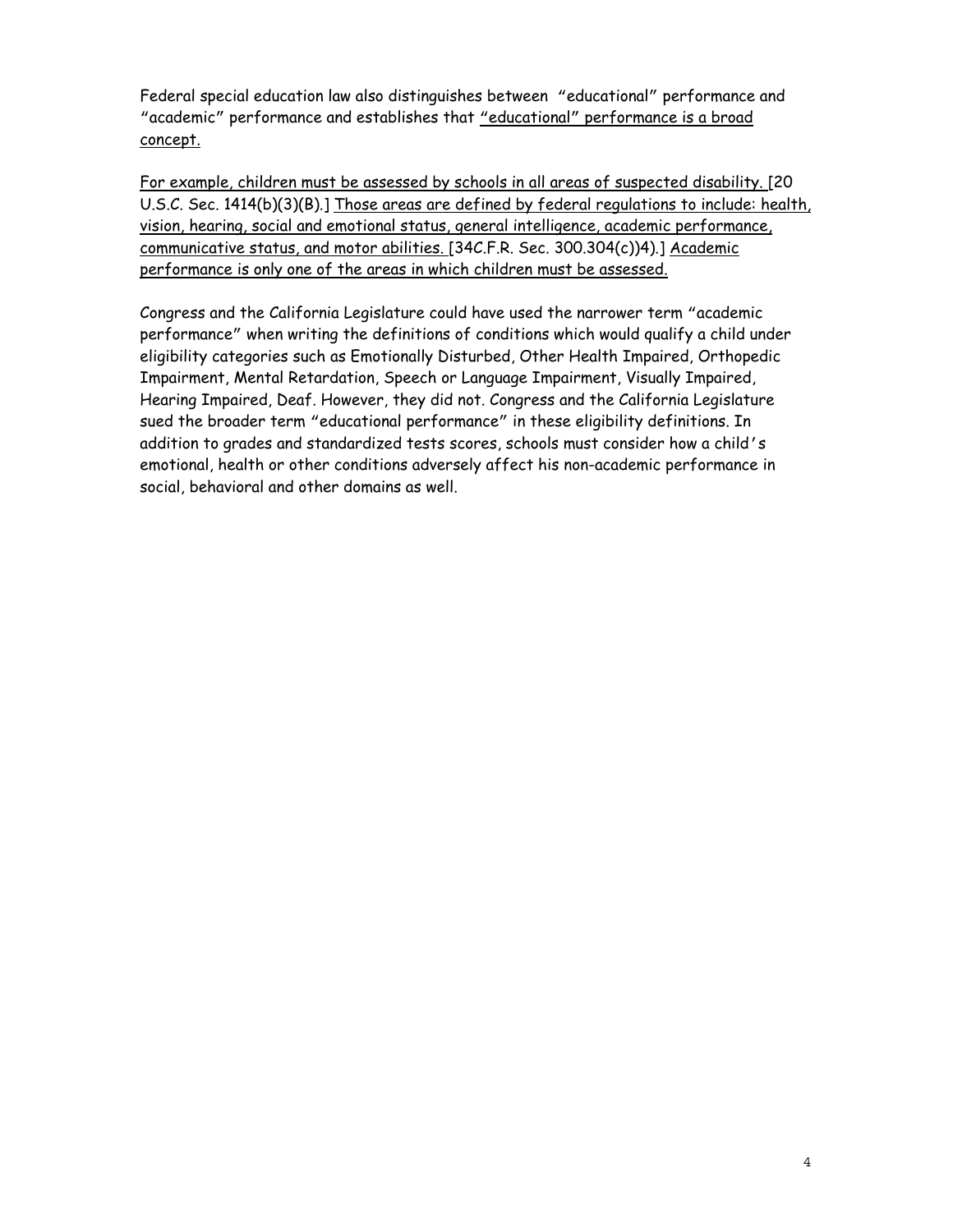Federal special education law also distinguishes between "educational" performance and "academic" performance and establishes that <u>"educational" performance is a broad concept.</u>

<u>For example, children must be assessed by schools in all areas of suspected disability.</u> [20 U.S.C. Sec. 1414(b)(3)(B).] <u>Those areas are defined by federal regulations to include: health, vision, hearing, social and emotional status, general intelligence, academic performance, communicative status, and motor abilities.</u> [34C.F.R. Sec. 300.304(c))4).] <u>Academic performance is only one of the areas in which children must be assessed.</u>

Congress and the California Legislature could have used the narrower term "academic performance" when writing the definitions of conditions which would qualify a child under eligibility categories such as Emotionally Disturbed, Other Health Impaired, Orthopedic Impairment, Mental Retardation, Speech or Language Impairment, Visually Impaired, Hearing Impaired, Deaf. However, they did not. Congress and the California Legislature sued the broader term "educational performance" in these eligibility definitions. In addition to grades and standardized tests scores, schools must consider how a child's emotional, health or other conditions adversely affect his non-academic performance in social, behavioral and other domains as well.